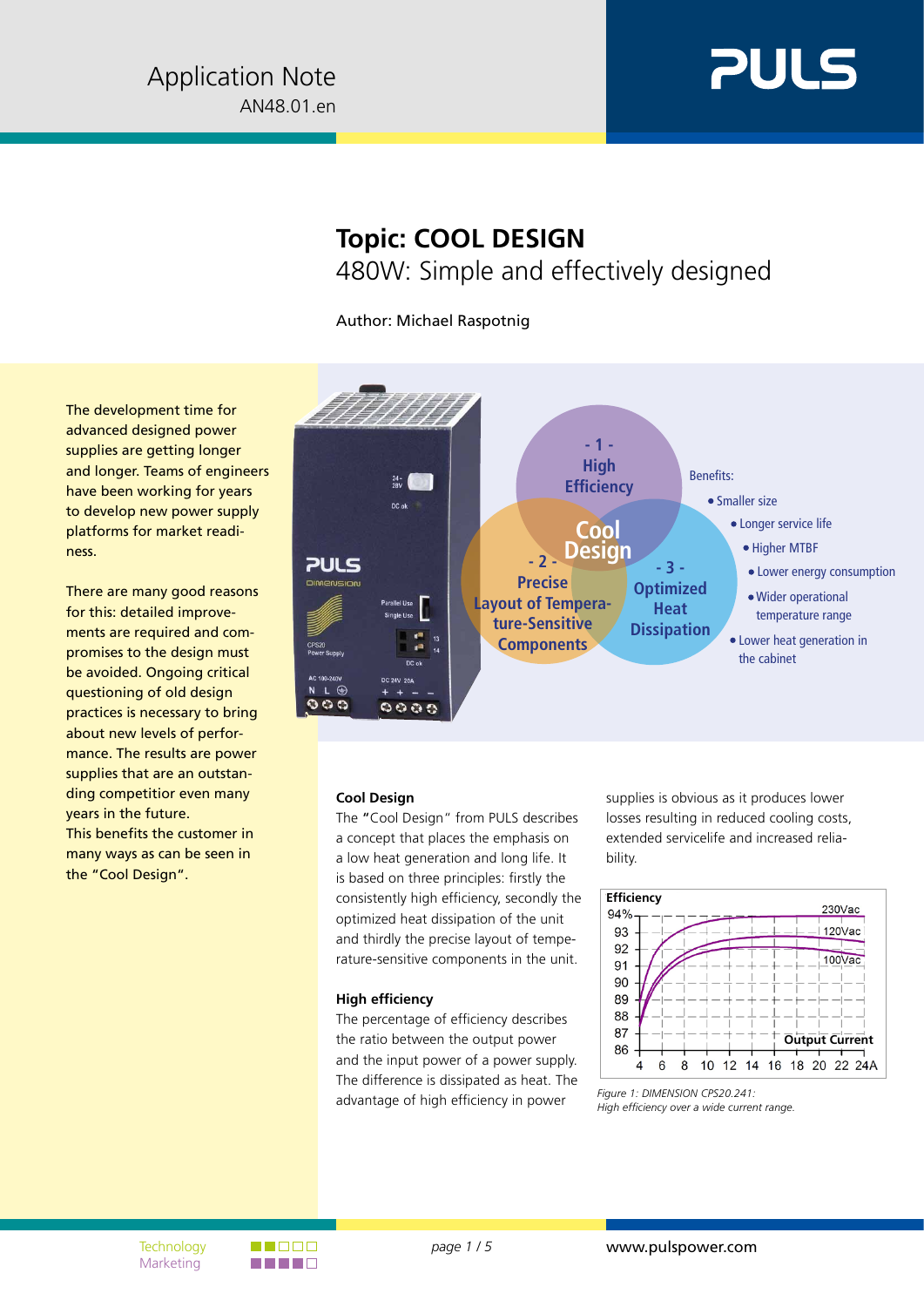Application Note
AN48.01.en

# Topic: COOL DESIGN

## 480W: Simple and effectively designed

Author: Michael Raspotnig

The development time for advanced designed power supplies are getting longer and longer. Teams of engineers have been working for years to develop new power supply platforms for market readiness.

There are many good reasons for this: detailed improvements are required and compromises to the design must be avoided. Ongoing critical questioning of old design practices is necessary to bring about new levels of performance. The results are power supplies that are an outstanding competitior even many years in the future.
This benefits the customer in many ways as can be seen in the "Cool Design".

- 1 - High Efficiency

- 2 - Precise Layout of Temperature-Sensitive Components

- 3 - Optimized Heat Dissipation

Cool Design

Benefits:

- Smaller size
- Longer service life
- Higher MTBF
- Lower energy consumption
- Wider operational temperature range
- Lower heat generation in the cabinet

### Cool Design

The "Cool Design" from PULS describes a concept that places the emphasis on a low heat generation and long life. It is based on three principles: firstly the consistently high efficiency, secondly the optimized heat dissipation of the unit and thirdly the precise layout of temperature-sensitive components in the unit.

### High efficiency

The percentage of efficiency describes the ratio between the output power and the input power of a power supply. The difference is dissipated as heat. The advantage of high efficiency in power supplies is obvious as it produces lower losses resulting in reduced cooling costs, extended servicelife and increased reliability.

*Figure 1: DIMENSION CPS20.241: High efficiency over a wide current range.*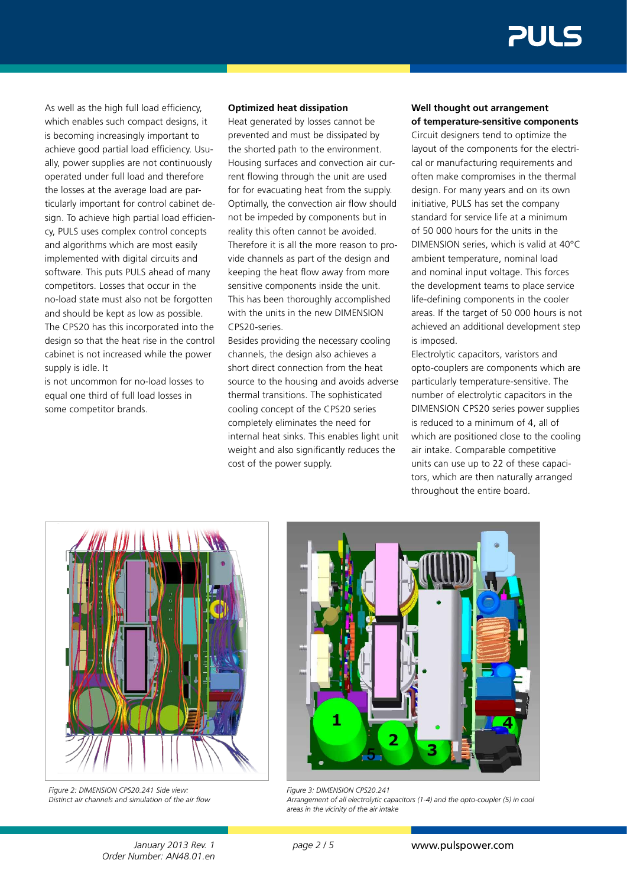As well as the high full load efficiency, which enables such compact designs, it is becoming increasingly important to achieve good partial load efficiency. Usually, power supplies are not continuously operated under full load and therefore the losses at the average load are particularly important for control cabinet design. To achieve high partial load efficiency, PULS uses complex control concepts and algorithms which are most easily implemented with digital circuits and software. This puts PULS ahead of many competitors. Losses that occur in the no-load state must also not be forgotten and should be kept as low as possible. The CPS20 has this incorporated into the design so that the heat rise in the control cabinet is not increased while the power supply is idle. It
is not uncommon for no-load losses to equal one third of full load losses in some competitor brands.

**Optimized heat dissipation**

Heat generated by losses cannot be prevented and must be dissipated by the shorted path to the environment. Housing surfaces and convection air current flowing through the unit are used for for evacuating heat from the supply. Optimally, the convection air flow should not be impeded by components but in reality this often cannot be avoided. Therefore it is all the more reason to provide channels as part of the design and keeping the heat flow away from more sensitive components inside the unit. This has been thoroughly accomplished with the units in the new DIMENSION CPS20-series.

Besides providing the necessary cooling channels, the design also achieves a short direct connection from the heat source to the housing and avoids adverse thermal transitions. The sophisticated cooling concept of the CPS20 series completely eliminates the need for internal heat sinks. This enables light unit weight and also significantly reduces the cost of the power supply.

**Well thought out arrangement of temperature-sensitive components**

Circuit designers tend to optimize the layout of the components for the electrical or manufacturing requirements and often make compromises in the thermal design. For many years and on its own initiative, PULS has set the company standard for service life at a minimum of 50 000 hours for the units in the DIMENSION series, which is valid at 40°C ambient temperature, nominal load and nominal input voltage. This forces the development teams to place service life-defining components in the cooler areas. If the target of 50 000 hours is not achieved an additional development step is imposed.

Electrolytic capacitors, varistors and opto-couplers are components which are particularly temperature-sensitive. The number of electrolytic capacitors in the DIMENSION CPS20 series power supplies is reduced to a minimum of 4, all of which are positioned close to the cooling air intake. Comparable competitive units can use up to 22 of these capacitors, which are then naturally arranged throughout the entire board.

*Figure 2: DIMENSION CPS20.241 Side view: Distinct air channels and simulation of the air flow*

*Figure 3: DIMENSION CPS20.241 Arrangement of all electrolytic capacitors (1-4) and the opto-coupler (5) in cool areas in the vicinity of the air intake*

January 2013 Rev. 1
Order Number: AN48.01.en

www.pulspower.com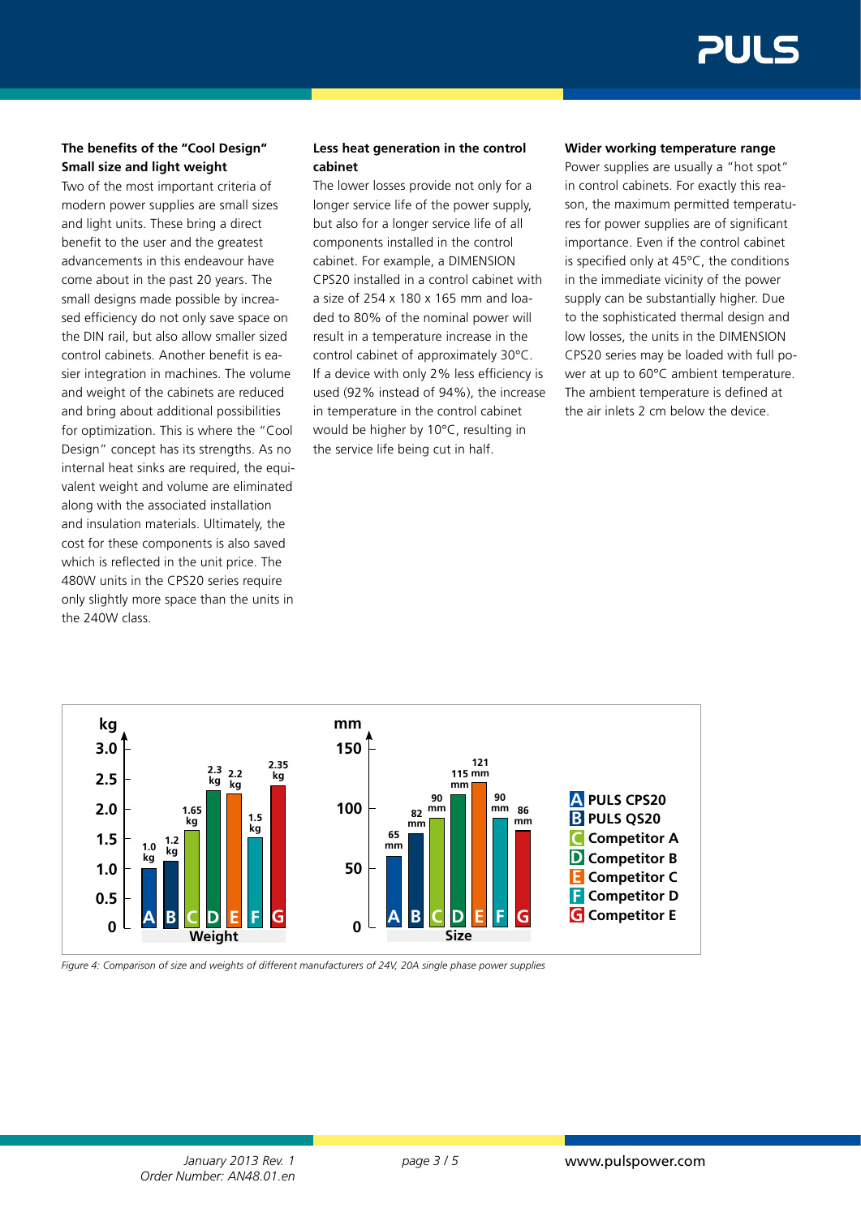### The benefits of the "Cool Design"

#### Small size and light weight

Two of the most important criteria of modern power supplies are small sizes and light units. These bring a direct benefit to the user and the greatest advancements in this endeavour have come about in the past 20 years. The small designs made possible by increased efficiency do not only save space on the DIN rail, but also allow smaller sized control cabinets. Another benefit is easier integration in machines. The volume and weight of the cabinets are reduced and bring about additional possibilities for optimization. This is where the "Cool Design" concept has its strengths. As no internal heat sinks are required, the equivalent weight and volume are eliminated along with the associated installation and insulation materials. Ultimately, the cost for these components is also saved which is reflected in the unit price. The 480W units in the CPS20 series require only slightly more space than the units in the 240W class.

#### Less heat generation in the control cabinet

The lower losses provide not only for a longer service life of the power supply, but also for a longer service life of all components installed in the control cabinet. For example, a DIMENSION CPS20 installed in a control cabinet with a size of 254 x 180 x 165 mm and loaded to 80% of the nominal power will result in a temperature increase in the control cabinet of approximately 30°C. If a device with only 2% less efficiency is used (92% instead of 94%), the increase in temperature in the control cabinet would be higher by 10°C, resulting in the service life being cut in half.

#### Wider working temperature range

Power supplies are usually a "hot spot" in control cabinets. For exactly this reason, the maximum permitted temperatures for power supplies are of significant importance. Even if the control cabinet is specified only at 45°C, the conditions in the immediate vicinity of the power supply can be substantially higher. Due to the sophisticated thermal design and low losses, the units in the DIMENSION CPS20 series may be loaded with full power at up to 60°C ambient temperature. The ambient temperature is defined at the air inlets 2 cm below the device.

| | Manufacturer | Weight | Size |
|---|---|---|---|
| A | PULS CPS20 | 1.0 kg | 65 mm |
| B | PULS QS20 | 1.2 kg | 82 mm |
| C | Competitor A | 1.65 kg | 90 mm |
| D | Competitor B | 2.3 kg | 115 mm |
| E | Competitor C | 2.2 kg | 121 mm |
| F | Competitor D | 1.5 kg | 90 mm |
| G | Competitor E | 2.35 kg | 86 mm |

*Figure 4: Comparison of size and weights of different manufacturers of 24V, 20A single phase power supplies*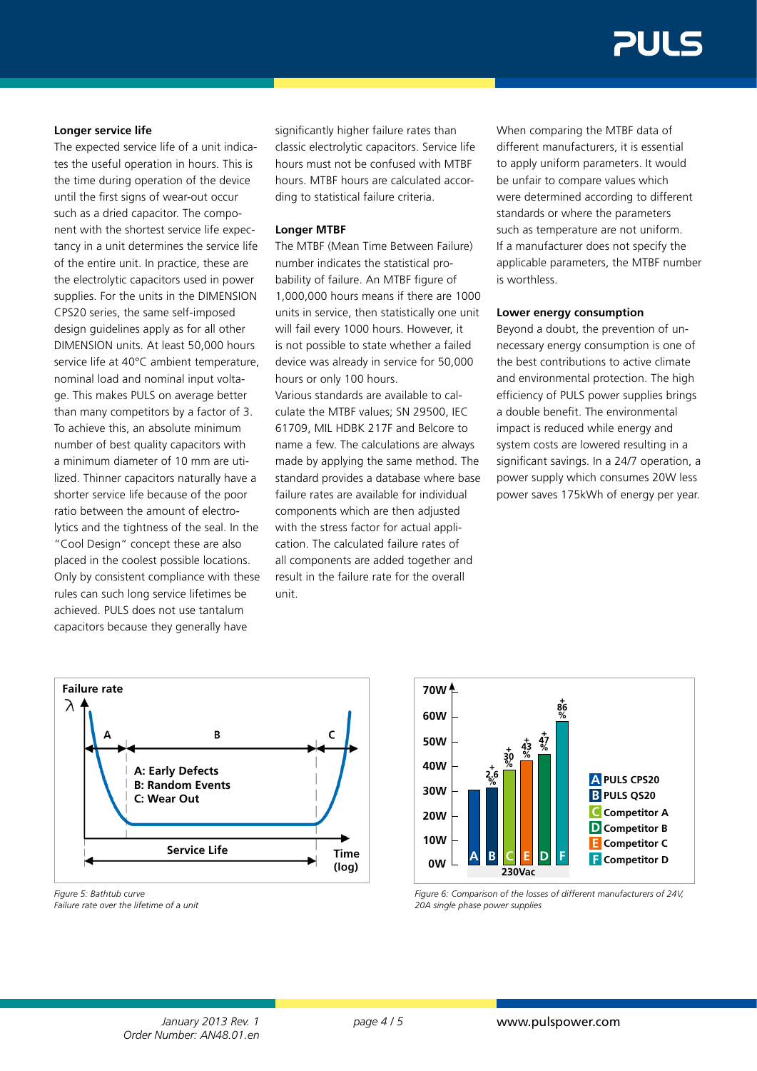### Longer service life

The expected service life of a unit indicates the useful operation in hours. This is the time during operation of the device until the first signs of wear-out occur such as a dried capacitor. The component with the shortest service life expectancy in a unit determines the service life of the entire unit. In practice, these are the electrolytic capacitors used in power supplies. For the units in the DIMENSION CPS20 series, the same self-imposed design guidelines apply as for all other DIMENSION units. At least 50,000 hours service life at 40°C ambient temperature, nominal load and nominal input voltage. This makes PULS on average better than many competitors by a factor of 3. To achieve this, an absolute minimum number of best quality capacitors with a minimum diameter of 10 mm are utilized. Thinner capacitors naturally have a shorter service life because of the poor ratio between the amount of electrolytics and the tightness of the seal. In the "Cool Design" concept these are also placed in the coolest possible locations. Only by consistent compliance with these rules can such long service lifetimes be achieved. PULS does not use tantalum capacitors because they generally have significantly higher failure rates than classic electrolytic capacitors. Service life hours must not be confused with MTBF hours. MTBF hours are calculated according to statistical failure criteria.

### Longer MTBF

The MTBF (Mean Time Between Failure) number indicates the statistical probability of failure. An MTBF figure of 1,000,000 hours means if there are 1000 units in service, then statistically one unit will fail every 1000 hours. However, it is not possible to state whether a failed device was already in service for 50,000 hours or only 100 hours.
Various standards are available to calculate the MTBF values; SN 29500, IEC 61709, MIL HDBK 217F and Belcore to name a few. The calculations are always made by applying the same method. The standard provides a database where base failure rates are available for individual components which are then adjusted with the stress factor for actual application. The calculated failure rates of all components are added together and result in the failure rate for the overall unit.

When comparing the MTBF data of different manufacturers, it is essential to apply uniform parameters. It would be unfair to compare values which were determined according to different standards or where the parameters such as temperature are not uniform. If a manufacturer does not specify the applicable parameters, the MTBF number is worthless.

### Lower energy consumption

Beyond a doubt, the prevention of unnecessary energy consumption is one of the best contributions to active climate and environmental protection. The high efficiency of PULS power supplies brings a double benefit. The environmental impact is reduced while energy and system costs are lowered resulting in a significant savings. In a 24/7 operation, a power supply which consumes 20W less power saves 175kWh of energy per year.

*Figure 5: Bathtub curve*
*Failure rate over the lifetime of a unit*

*Figure 6: Comparison of the losses of different manufacturers of 24V, 20A single phase power supplies*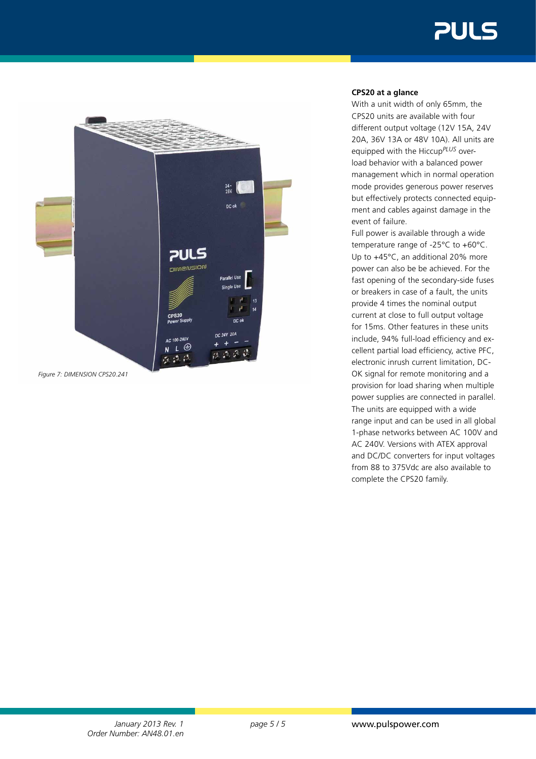Figure 7: DIMENSION CPS20.241

**CPS20 at a glance**

With a unit width of only 65mm, the CPS20 units are available with four different output voltage (12V 15A, 24V 20A, 36V 13A or 48V 10A). All units are equipped with the Hiccup$^{PLUS}$ overload behavior with a balanced power management which in normal operation mode provides generous power reserves but effectively protects connected equipment and cables against damage in the event of failure.

Full power is available through a wide temperature range of -25°C to +60°C. Up to +45°C, an additional 20% more power can also be be achieved. For the fast opening of the secondary-side fuses or breakers in case of a fault, the units provide 4 times the nominal output current at close to full output voltage for 15ms. Other features in these units include, 94% full-load efficiency and excellent partial load efficiency, active PFC, electronic inrush current limitation, DC-OK signal for remote monitoring and a provision for load sharing when multiple power supplies are connected in parallel. The units are equipped with a wide range input and can be used in all global 1-phase networks between AC 100V and AC 240V. Versions with ATEX approval and DC/DC converters for input voltages from 88 to 375Vdc are also available to complete the CPS20 family.